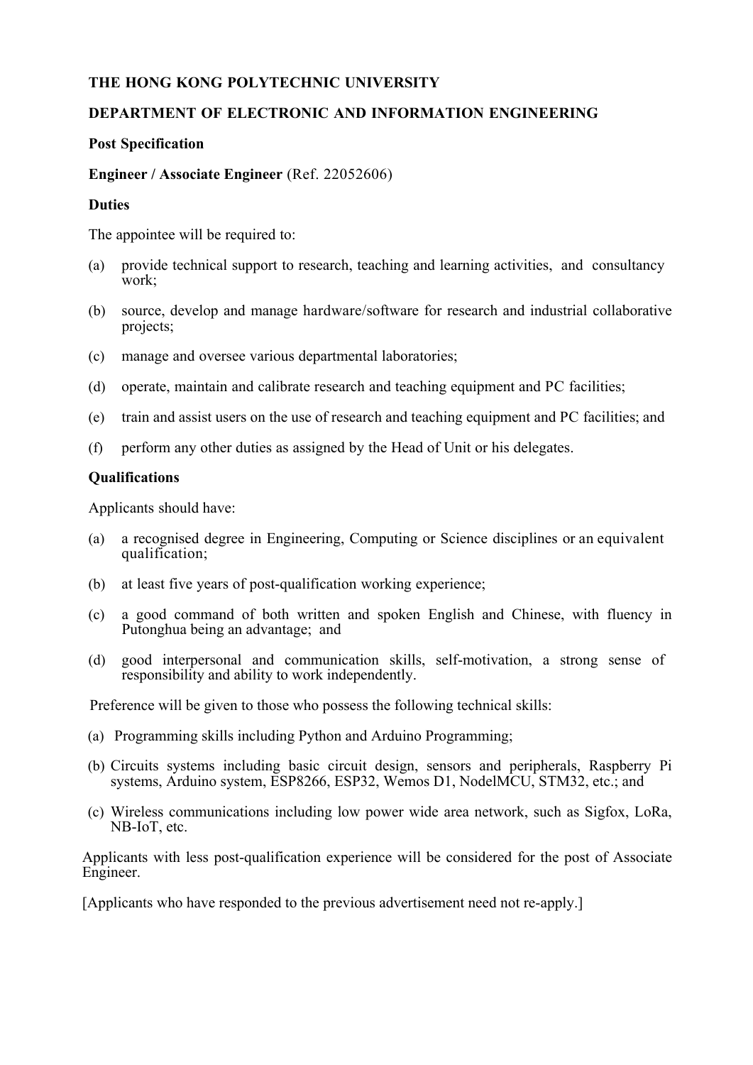**THE HONG KONG POLYTECHNIC UNIVERSITY**

**DEPARTMENT OF ELECTRONIC AND INFORMATION ENGINEERING**

**Post Specification**

**Engineer / Associate Engineer** (Ref. 22052606)

**Duties**

The appointee will be required to:

(a) provide technical support to research, teaching and learning activities, and consultancy work;

(b) source, develop and manage hardware/software for research and industrial collaborative projects;

(c) manage and oversee various departmental laboratories;

(d) operate, maintain and calibrate research and teaching equipment and PC facilities;

(e) train and assist users on the use of research and teaching equipment and PC facilities; and

(f) perform any other duties as assigned by the Head of Unit or his delegates.

**Qualifications**

Applicants should have:

(a) a recognised degree in Engineering, Computing or Science disciplines or an equivalent qualification;

(b) at least five years of post-qualification working experience;

(c) a good command of both written and spoken English and Chinese, with fluency in Putonghua being an advantage; and

(d) good interpersonal and communication skills, self-motivation, a strong sense of responsibility and ability to work independently.

Preference will be given to those who possess the following technical skills:

(a) Programming skills including Python and Arduino Programming;

(b) Circuits systems including basic circuit design, sensors and peripherals, Raspberry Pi systems, Arduino system, ESP8266, ESP32, Wemos D1, NodelMCU, STM32, etc.; and

(c) Wireless communications including low power wide area network, such as Sigfox, LoRa, NB-IoT, etc.

Applicants with less post-qualification experience will be considered for the post of Associate Engineer.

[Applicants who have responded to the previous advertisement need not re-apply.]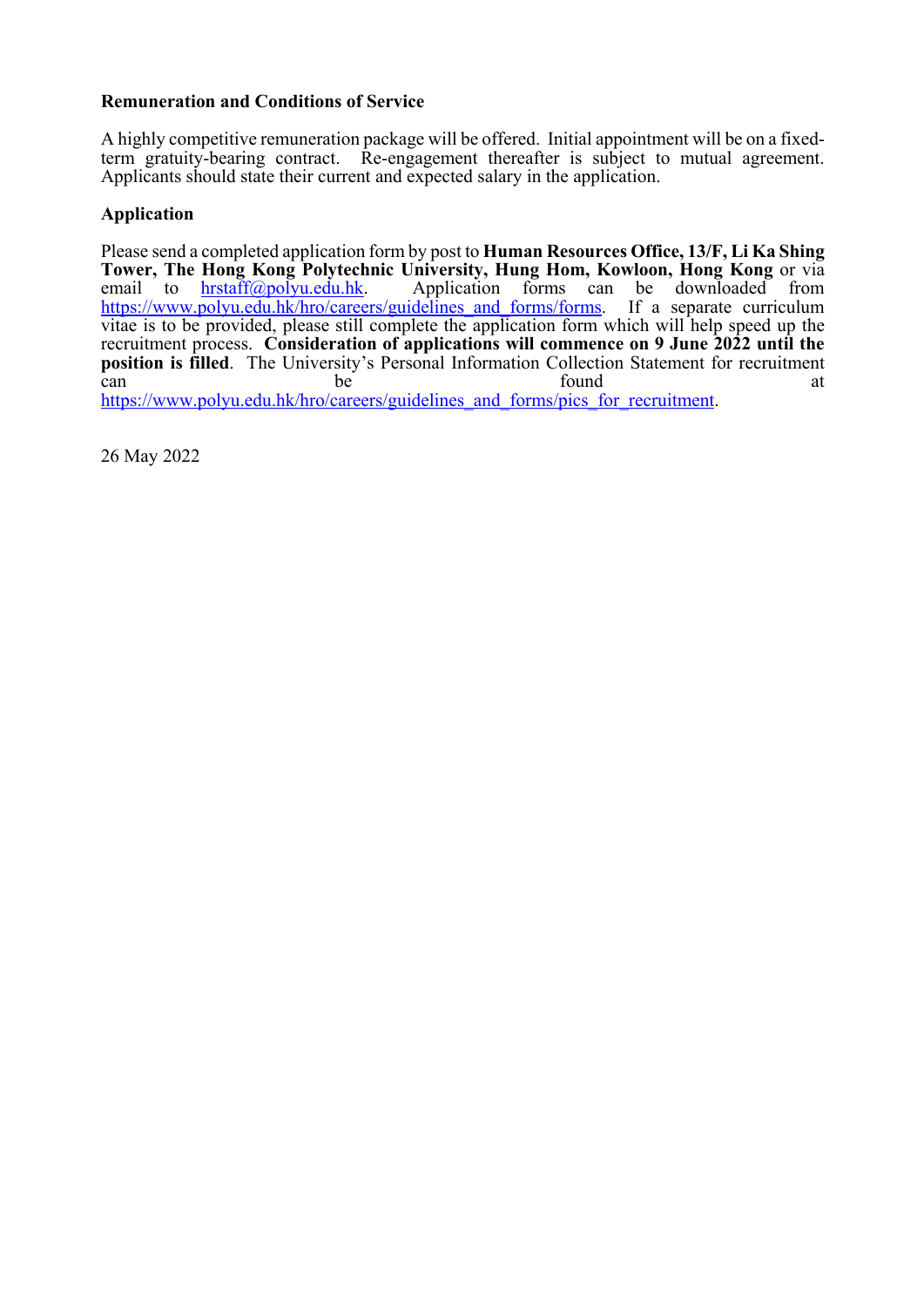**Remuneration and Conditions of Service**

A highly competitive remuneration package will be offered. Initial appointment will be on a fixed-term gratuity-bearing contract. Re-engagement thereafter is subject to mutual agreement. Applicants should state their current and expected salary in the application.

**Application**

Please send a completed application form by post to **Human Resources Office, 13/F, Li Ka Shing Tower, The Hong Kong Polytechnic University, Hung Hom, Kowloon, Hong Kong** or via email to hrstaff@polyu.edu.hk. Application forms can be downloaded from https://www.polyu.edu.hk/hro/careers/guidelines_and_forms/forms. If a separate curriculum vitae is to be provided, please still complete the application form which will help speed up the recruitment process. **Consideration of applications will commence on 9 June 2022 until the position is filled**. The University's Personal Information Collection Statement for recruitment can be found at https://www.polyu.edu.hk/hro/careers/guidelines_and_forms/pics_for_recruitment.

26 May 2022